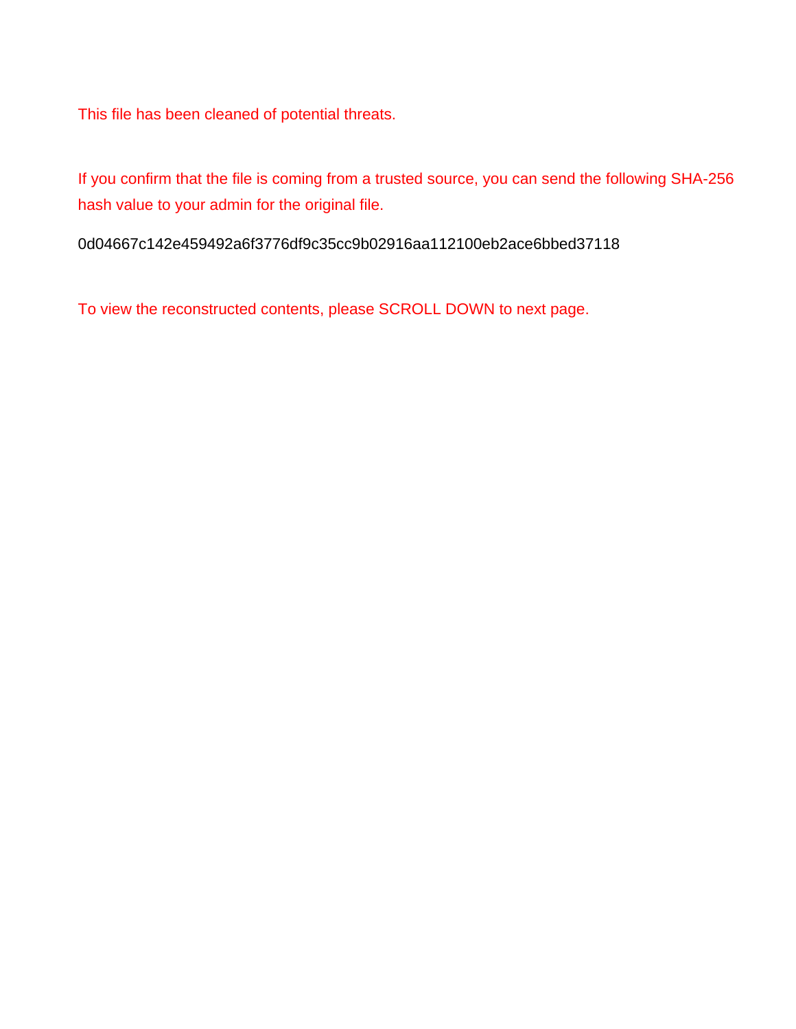This file has been cleaned of potential threats.

If you confirm that the file is coming from a trusted source, you can send the following SHA-256 hash value to your admin for the original file.

0d04667c142e459492a6f3776df9c35cc9b02916aa112100eb2ace6bbed37118

To view the reconstructed contents, please SCROLL DOWN to next page.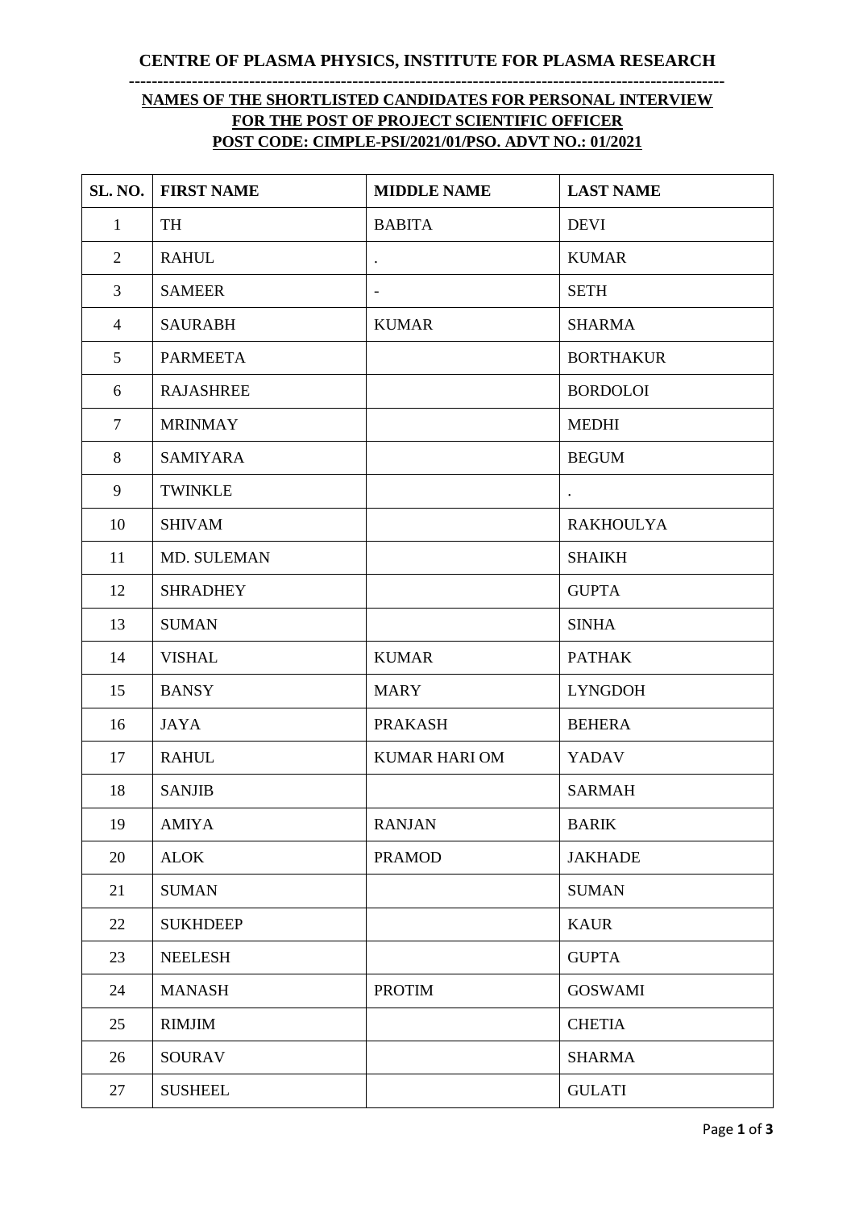**CENTRE OF PLASMA PHYSICS, INSTITUTE FOR PLASMA RESEARCH**

---

**NAMES OF THE SHORTLISTED CANDIDATES FOR PERSONAL INTERVIEW FOR THE POST OF PROJECT SCIENTIFIC OFFICER POST CODE: CIMPLE-PSI/2021/01/PSO. ADVT NO.: 01/2021**

| SL. NO. | FIRST NAME | MIDDLE NAME | LAST NAME |
|---|---|---|---|
| 1 | TH | BABITA | DEVI |
| 2 | RAHUL | . | KUMAR |
| 3 | SAMEER | - | SETH |
| 4 | SAURABH | KUMAR | SHARMA |
| 5 | PARMEETA | | BORTHAKUR |
| 6 | RAJASHREE | | BORDOLOI |
| 7 | MRINMAY | | MEDHI |
| 8 | SAMIYARA | | BEGUM |
| 9 | TWINKLE | | . |
| 10 | SHIVAM | | RAKHOULYA |
| 11 | MD. SULEMAN | | SHAIKH |
| 12 | SHRADHEY | | GUPTA |
| 13 | SUMAN | | SINHA |
| 14 | VISHAL | KUMAR | PATHAK |
| 15 | BANSY | MARY | LYNGDOH |
| 16 | JAYA | PRAKASH | BEHERA |
| 17 | RAHUL | KUMAR HARI OM | YADAV |
| 18 | SANJIB | | SARMAH |
| 19 | AMIYA | RANJAN | BARIK |
| 20 | ALOK | PRAMOD | JAKHADE |
| 21 | SUMAN | | SUMAN |
| 22 | SUKHDEEP | | KAUR |
| 23 | NEELESH | | GUPTA |
| 24 | MANASH | PROTIM | GOSWAMI |
| 25 | RIMJIM | | CHETIA |
| 26 | SOURAV | | SHARMA |
| 27 | SUSHEEL | | GULATI |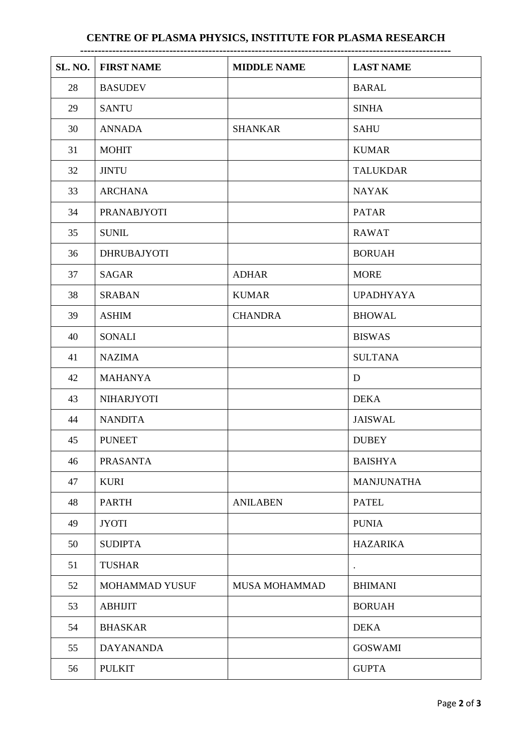# CENTRE OF PLASMA PHYSICS, INSTITUTE FOR PLASMA RESEARCH

| SL. NO. | FIRST NAME | MIDDLE NAME | LAST NAME |
|---|---|---|---|
| 28 | BASUDEV | | BARAL |
| 29 | SANTU | | SINHA |
| 30 | ANNADA | SHANKAR | SAHU |
| 31 | MOHIT | | KUMAR |
| 32 | JINTU | | TALUKDAR |
| 33 | ARCHANA | | NAYAK |
| 34 | PRANABJYOTI | | PATAR |
| 35 | SUNIL | | RAWAT |
| 36 | DHRUBAJYOTI | | BORUAH |
| 37 | SAGAR | ADHAR | MORE |
| 38 | SRABAN | KUMAR | UPADHYAYA |
| 39 | ASHIM | CHANDRA | BHOWAL |
| 40 | SONALI | | BISWAS |
| 41 | NAZIMA | | SULTANA |
| 42 | MAHANYA | | D |
| 43 | NIHARJYOTI | | DEKA |
| 44 | NANDITA | | JAISWAL |
| 45 | PUNEET | | DUBEY |
| 46 | PRASANTA | | BAISHYA |
| 47 | KURI | | MANJUNATHA |
| 48 | PARTH | ANILABEN | PATEL |
| 49 | JYOTI | | PUNIA |
| 50 | SUDIPTA | | HAZARIKA |
| 51 | TUSHAR | | . |
| 52 | MOHAMMAD YUSUF | MUSA MOHAMMAD | BHIMANI |
| 53 | ABHIJIT | | BORUAH |
| 54 | BHASKAR | | DEKA |
| 55 | DAYANANDA | | GOSWAMI |
| 56 | PULKIT | | GUPTA |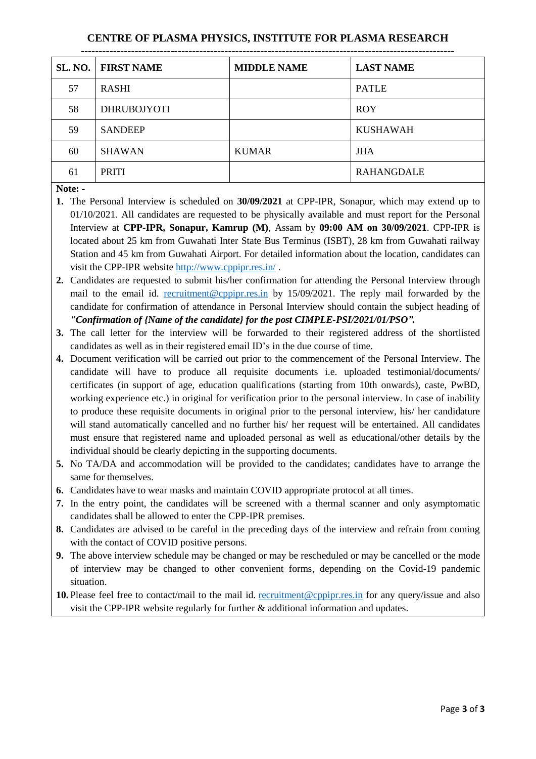# CENTRE OF PLASMA PHYSICS, INSTITUTE FOR PLASMA RESEARCH

| SL. NO. | FIRST NAME | MIDDLE NAME | LAST NAME |
|---|---|---|---|
| 57 | RASHI | | PATLE |
| 58 | DHRUBOJYOTI | | ROY |
| 59 | SANDEEP | | KUSHAWAH |
| 60 | SHAWAN | KUMAR | JHA |
| 61 | PRITI | | RAHANGDALE |

**Note: -**

1. The Personal Interview is scheduled on **30/09/2021** at CPP-IPR, Sonapur, which may extend up to 01/10/2021. All candidates are requested to be physically available and must report for the Personal Interview at **CPP-IPR, Sonapur, Kamrup (M)**, Assam by **09:00 AM on 30/09/2021**. CPP-IPR is located about 25 km from Guwahati Inter State Bus Terminus (ISBT), 28 km from Guwahati railway Station and 45 km from Guwahati Airport. For detailed information about the location, candidates can visit the CPP-IPR website http://www.cppipr.res.in/ .
2. Candidates are requested to submit his/her confirmation for attending the Personal Interview through mail to the email id. recruitment@cppipr.res.in by 15/09/2021. The reply mail forwarded by the candidate for confirmation of attendance in Personal Interview should contain the subject heading of ***"Confirmation of {Name of the candidate} for the post CIMPLE-PSI/2021/01/PSO".***
3. The call letter for the interview will be forwarded to their registered address of the shortlisted candidates as well as in their registered email ID's in the due course of time.
4. Document verification will be carried out prior to the commencement of the Personal Interview. The candidate will have to produce all requisite documents i.e. uploaded testimonial/documents/ certificates (in support of age, education qualifications (starting from 10th onwards), caste, PwBD, working experience etc.) in original for verification prior to the personal interview. In case of inability to produce these requisite documents in original prior to the personal interview, his/ her candidature will stand automatically cancelled and no further his/ her request will be entertained. All candidates must ensure that registered name and uploaded personal as well as educational/other details by the individual should be clearly depicting in the supporting documents.
5. No TA/DA and accommodation will be provided to the candidates; candidates have to arrange the same for themselves.
6. Candidates have to wear masks and maintain COVID appropriate protocol at all times.
7. In the entry point, the candidates will be screened with a thermal scanner and only asymptomatic candidates shall be allowed to enter the CPP-IPR premises.
8. Candidates are advised to be careful in the preceding days of the interview and refrain from coming with the contact of COVID positive persons.
9. The above interview schedule may be changed or may be rescheduled or may be cancelled or the mode of interview may be changed to other convenient forms, depending on the Covid-19 pandemic situation.
10. Please feel free to contact/mail to the mail id. recruitment@cppipr.res.in for any query/issue and also visit the CPP-IPR website regularly for further & additional information and updates.